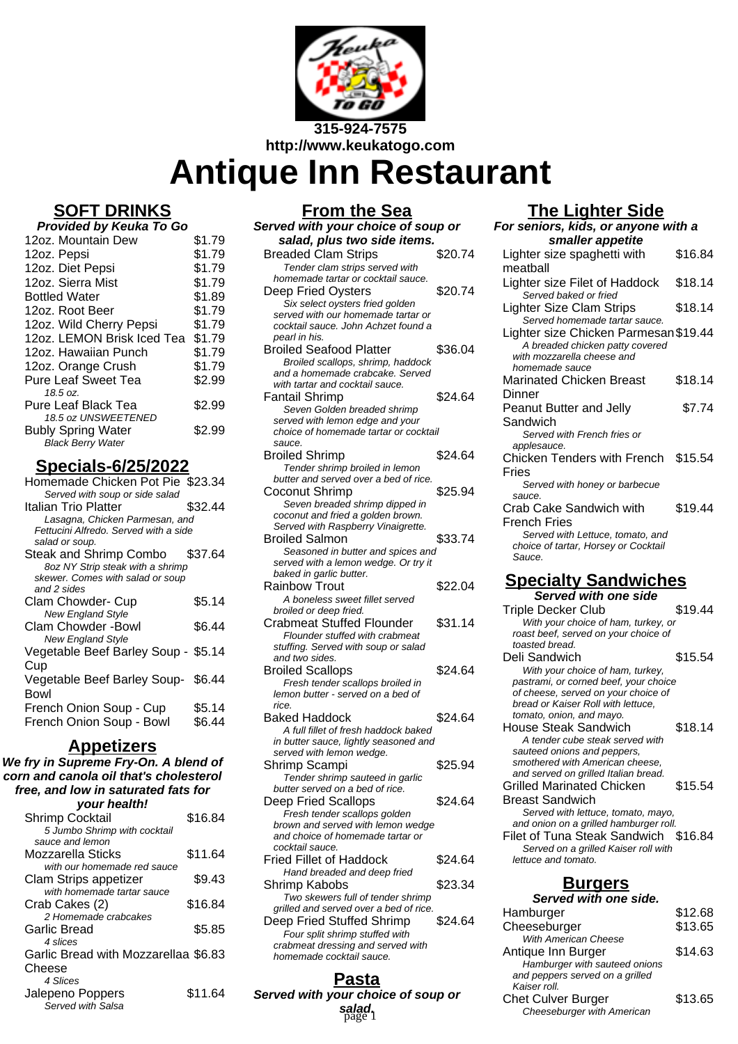315-924-7575
http://www.keukatogo.com

# Antique Inn Restaurant

## SOFT DRINKS

**Provided by Keuka To Go**

| Item | Price |
|---|---|
| 12oz. Mountain Dew | $1.79 |
| 12oz. Pepsi | $1.79 |
| 12oz. Diet Pepsi | $1.79 |
| 12oz. Sierra Mist | $1.79 |
| Bottled Water | $1.89 |
| 12oz. Root Beer | $1.79 |
| 12oz. Wild Cherry Pepsi | $1.79 |
| 12oz. LEMON Brisk Iced Tea | $1.79 |
| 12oz. Hawaiian Punch | $1.79 |
| 12oz. Orange Crush | $1.79 |
| Pure Leaf Sweet Tea *18.5 oz.* | $2.99 |
| Pure Leaf Black Tea *18.5 oz UNSWEETENED* | $2.99 |
| Bubly Spring Water *Black Berry Water* | $2.99 |

## Specials-6/25/2022

| Item | Price |
|---|---|
| Homemade Chicken Pot Pie *Served with soup or side salad* | $23.34 |
| Italian Trio Platter *Lasagna, Chicken Parmesan, and Fettucini Alfredo. Served with a side salad or soup.* | $32.44 |
| Steak and Shrimp Combo *8oz NY Strip steak with a shrimp skewer. Comes with salad or soup and 2 sides* | $37.64 |
| Clam Chowder- Cup *New England Style* | $5.14 |
| Clam Chowder -Bowl *New England Style* | $6.44 |
| Vegetable Beef Barley Soup - Cup | $5.14 |
| Vegetable Beef Barley Soup- Bowl | $6.44 |
| French Onion Soup - Cup | $5.14 |
| French Onion Soup - Bowl | $6.44 |

## Appetizers

**We fry in Supreme Fry-On. A blend of corn and canola oil that's cholesterol free, and low in saturated fats for your health!**

| Item | Price |
|---|---|
| Shrimp Cocktail *5 Jumbo Shrimp with cocktail sauce and lemon* | $16.84 |
| Mozzarella Sticks *with our homemade red sauce* | $11.64 |
| Clam Strips appetizer *with homemade tartar sauce* | $9.43 |
| Crab Cakes (2) *2 Homemade crabcakes* | $16.84 |
| Garlic Bread *4 slices* | $5.85 |
| Garlic Bread with Mozzarellaa Cheese *4 Slices* | $6.83 |
| Jalepeno Poppers *Served with Salsa* | $11.64 |

## From the Sea

**Served with your choice of soup or salad, plus two side items.**

| Item | Price |
|---|---|
| Breaded Clam Strips *Tender clam strips served with homemade tartar or cocktail sauce.* | $20.74 |
| Deep Fried Oysters *Six select oysters fried golden served with our homemade tartar or cocktail sauce. John Achzet found a pearl in his.* | $20.74 |
| Broiled Seafood Platter *Broiled scallops, shrimp, haddock and a homemade crabcake. Served with tartar and cocktail sauce.* | $36.04 |
| Fantail Shrimp *Seven Golden breaded shrimp served with lemon edge and your choice of homemade tartar or cocktail sauce.* | $24.64 |
| Broiled Shrimp *Tender shrimp broiled in lemon butter and served over a bed of rice.* | $24.64 |
| Coconut Shrimp *Seven breaded shrimp dipped in coconut and fried a golden brown. Served with Raspberry Vinaigrette.* | $25.94 |
| Broiled Salmon *Seasoned in butter and spices and served with a lemon wedge. Or try it baked in garlic butter.* | $33.74 |
| Rainbow Trout *A boneless sweet fillet served broiled or deep fried.* | $22.04 |
| Crabmeat Stuffed Flounder *Flounder stuffed with crabmeat stuffing. Served with soup or salad and two sides.* | $31.14 |
| Broiled Scallops *Fresh tender scallops broiled in lemon butter - served on a bed of rice.* | $24.64 |
| Baked Haddock *A full fillet of fresh haddock baked in butter sauce, lightly seasoned and served with lemon wedge.* | $24.64 |
| Shrimp Scampi *Tender shrimp sauteed in garlic butter served on a bed of rice.* | $25.94 |
| Deep Fried Scallops *Fresh tender scallops golden brown and served with lemon wedge and choice of homemade tartar or cocktail sauce.* | $24.64 |
| Fried Fillet of Haddock *Hand breaded and deep fried* | $24.64 |
| Shrimp Kabobs *Two skewers full of tender shrimp grilled and served over a bed of rice.* | $23.34 |
| Deep Fried Stuffed Shrimp *Four split shrimp stuffed with crabmeat dressing and served with homemade cocktail sauce.* | $24.64 |

## Pasta

**Served with your choice of soup or salad.**

## The Lighter Side

**For seniors, kids, or anyone with a smaller appetite**

| Item | Price |
|---|---|
| Lighter size spaghetti with meatball | $16.84 |
| Lighter size Filet of Haddock *Served baked or fried* | $18.14 |
| Lighter Size Clam Strips *Served homemade tartar sauce.* | $18.14 |
| Lighter size Chicken Parmesan *A breaded chicken patty covered with mozzarella cheese and homemade sauce* | $19.44 |
| Marinated Chicken Breast Dinner | $18.14 |
| Peanut Butter and Jelly Sandwich *Served with French fries or applesauce.* | $7.74 |
| Chicken Tenders with French Fries *Served with honey or barbecue sauce.* | $15.54 |
| Crab Cake Sandwich with French Fries *Served with Lettuce, tomato, and choice of tartar, Horsey or Cocktail Sauce.* | $19.44 |

## Specialty Sandwiches

**Served with one side**

| Item | Price |
|---|---|
| Triple Decker Club *With your choice of ham, turkey, or roast beef, served on your choice of toasted bread.* | $19.44 |
| Deli Sandwich *With your choice of ham, turkey, pastrami, or corned beef, your choice of cheese, served on your choice of bread or Kaiser Roll with lettuce, tomato, onion, and mayo.* | $15.54 |
| House Steak Sandwich *A tender cube steak served with sauteed onions and peppers, smothered with American cheese, and served on grilled Italian bread.* | $18.14 |
| Grilled Marinated Chicken Breast Sandwich *Served with lettuce, tomato, mayo, and onion on a grilled hamburger roll.* | $15.54 |
| Filet of Tuna Steak Sandwich *Served on a grilled Kaiser roll with lettuce and tomato.* | $16.84 |

## Burgers

**Served with one side.**

| Item | Price |
|---|---|
| Hamburger | $12.68 |
| Cheeseburger *With American Cheese* | $13.65 |
| Antique Inn Burger *Hamburger with sauteed onions and peppers served on a grilled Kaiser roll.* | $14.63 |
| Chet Culver Burger *Cheeseburger with American* | $13.65 |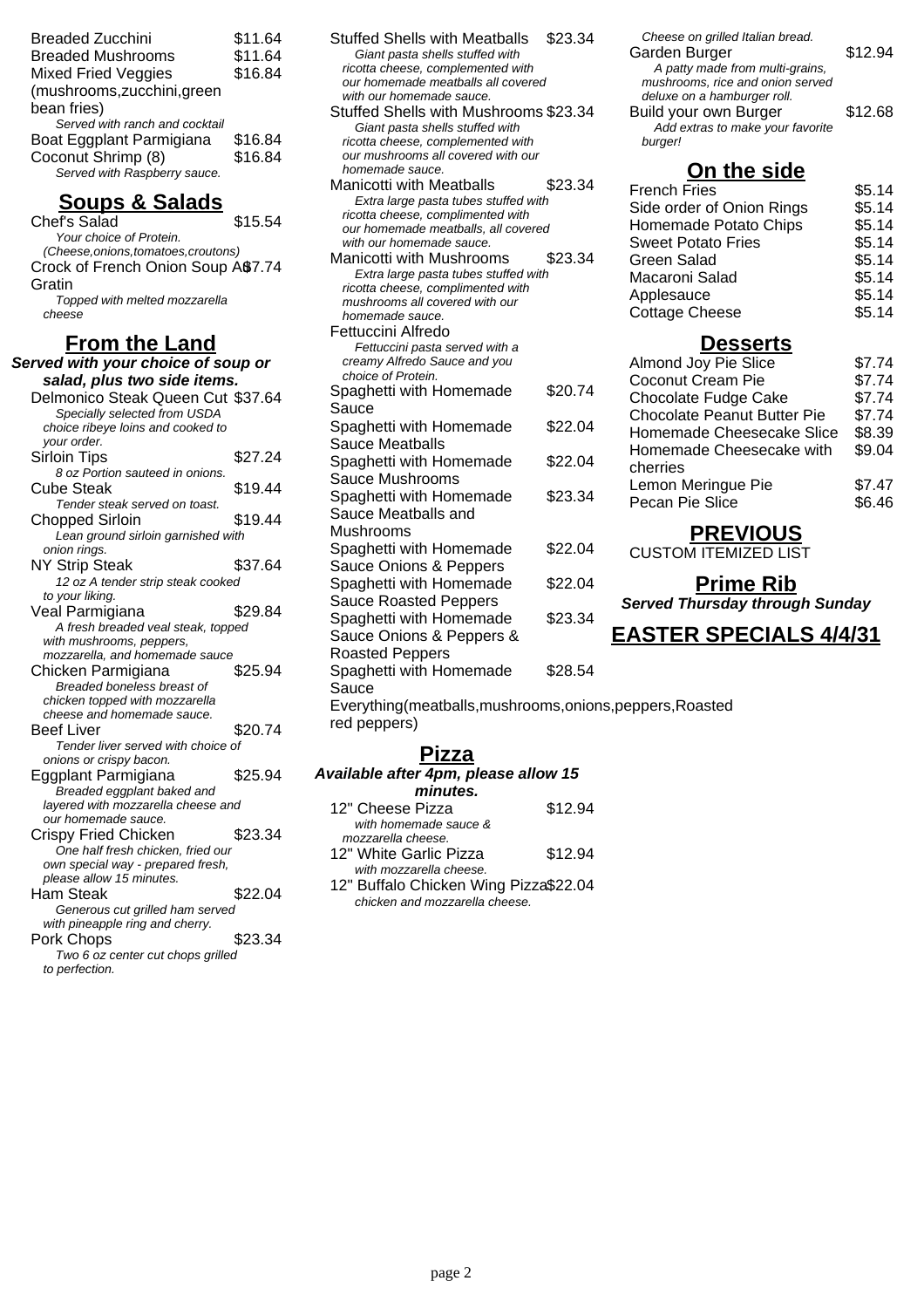Breaded Zucchini $11.64
Breaded Mushrooms $11.64
Mixed Fried Veggies (mushrooms,zucchini,green bean fries) $16.84
*Served with ranch and cocktail*
Boat Eggplant Parmigiana $16.84
Coconut Shrimp (8) $16.84
*Served with Raspberry sauce.*

## Soups & Salads

Chef's Salad $15.54
*Your choice of Protein. (Cheese,onions,tomatoes,croutons)*
Crock of French Onion Soup Au Gratin $7.74
*Topped with melted mozzarella cheese*

## From the Land

***Served with your choice of soup or salad, plus two side items.***

Delmonico Steak Queen Cut $37.64
*Specially selected from USDA choice ribeye loins and cooked to your order.*
Sirloin Tips $27.24
*8 oz Portion sauteed in onions.*
Cube Steak $19.44
*Tender steak served on toast.*
Chopped Sirloin $19.44
*Lean ground sirloin garnished with onion rings.*
NY Strip Steak $37.64
*12 oz A tender strip steak cooked to your liking.*
Veal Parmigiana $29.84
*A fresh breaded veal steak, topped with mushrooms, peppers, mozzarella, and homemade sauce*
Chicken Parmigiana $25.94
*Breaded boneless breast of chicken topped with mozzarella cheese and homemade sauce.*
Beef Liver $20.74
*Tender liver served with choice of onions or crispy bacon.*
Eggplant Parmigiana $25.94
*Breaded eggplant baked and layered with mozzarella cheese and our homemade sauce.*
Crispy Fried Chicken $23.34
*One half fresh chicken, fried our own special way - prepared fresh, please allow 15 minutes.*
Ham Steak $22.04
*Generous cut grilled ham served with pineapple ring and cherry.*
Pork Chops $23.34
*Two 6 oz center cut chops grilled to perfection.*

Stuffed Shells with Meatballs $23.34
*Giant pasta shells stuffed with ricotta cheese, complemented with our homemade meatballs all covered with our homemade sauce.*
Stuffed Shells with Mushrooms $23.34
*Giant pasta shells stuffed with ricotta cheese, complemented with our mushrooms all covered with our homemade sauce.*
Manicotti with Meatballs $23.34
*Extra large pasta tubes stuffed with ricotta cheese, complimented with our homemade meatballs, all covered with our homemade sauce.*
Manicotti with Mushrooms $23.34
*Extra large pasta tubes stuffed with ricotta cheese, complimented with mushrooms all covered with our homemade sauce.*
Fettuccini Alfredo
*Fettuccini pasta served with a creamy Alfredo Sauce and you choice of Protein.*
Spaghetti with Homemade Sauce $20.74
Spaghetti with Homemade Sauce Meatballs $22.04
Spaghetti with Homemade Sauce Mushrooms $22.04
Spaghetti with Homemade Sauce Meatballs and Mushrooms $23.34
Spaghetti with Homemade Sauce Onions & Peppers $22.04
Spaghetti with Homemade Sauce Roasted Peppers $22.04
Spaghetti with Homemade Sauce Onions & Peppers & Roasted Peppers $23.34
Spaghetti with Homemade Sauce Everything(meatballs,mushrooms,onions,peppers,Roasted red peppers) $28.54

## Pizza

***Available after 4pm, please allow 15 minutes.***

12" Cheese Pizza $12.94
*with homemade sauce & mozzarella cheese.*
12" White Garlic Pizza $12.94
*with mozzarella cheese.*
12" Buffalo Chicken Wing Pizza $22.04
*chicken and mozzarella cheese.*

*Cheese on grilled Italian bread.*
Garden Burger $12.94
*A patty made from multi-grains, mushrooms, rice and onion served deluxe on a hamburger roll.*
Build your own Burger $12.68
*Add extras to make your favorite burger!*

## On the side

French Fries $5.14
Side order of Onion Rings $5.14
Homemade Potato Chips $5.14
Sweet Potato Fries $5.14
Green Salad $5.14
Macaroni Salad $5.14
Applesauce $5.14
Cottage Cheese $5.14

## Desserts

Almond Joy Pie Slice $7.74
Coconut Cream Pie $7.74
Chocolate Fudge Cake $7.74
Chocolate Peanut Butter Pie $7.74
Homemade Cheesecake Slice $8.39
Homemade Cheesecake with cherries $9.04
Lemon Meringue Pie $7.47
Pecan Pie Slice $6.46

## PREVIOUS

CUSTOM ITEMIZED LIST

## Prime Rib

***Served Thursday through Sunday***

## EASTER SPECIALS 4/4/31